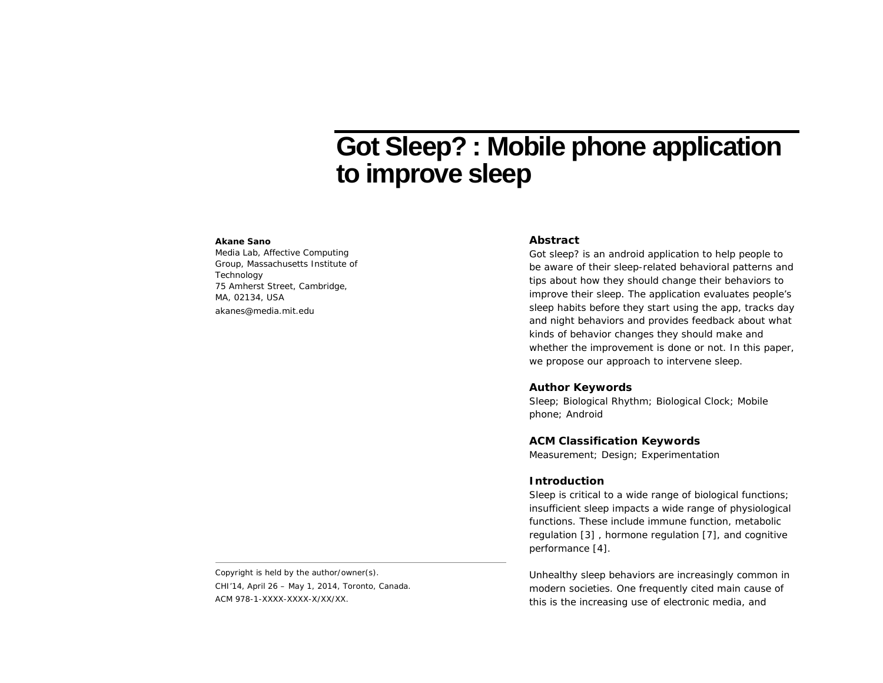# Got Sleep? : Mobile phone application to improve sleep

**Akane Sano**
Media Lab, Affective Computing Group, Massachusetts Institute of Technology
75 Amherst Street, Cambridge, MA, 02134, USA
akanes@media.mit.edu

Copyright is held by the author/owner(s).
CHI'14, April 26 – May 1, 2014, Toronto, Canada.
ACM 978-1-XXXX-XXXX-X/XX/XX.

## Abstract

Got sleep? is an android application to help people to be aware of their sleep-related behavioral patterns and tips about how they should change their behaviors to improve their sleep. The application evaluates people's sleep habits before they start using the app, tracks day and night behaviors and provides feedback about what kinds of behavior changes they should make and whether the improvement is done or not. In this paper, we propose our approach to intervene sleep.

## Author Keywords

Sleep; Biological Rhythm; Biological Clock; Mobile phone; Android

## ACM Classification Keywords

Measurement; Design; Experimentation

## Introduction

Sleep is critical to a wide range of biological functions; insufficient sleep impacts a wide range of physiological functions. These include immune function, metabolic regulation [3] , hormone regulation [7], and cognitive performance [4].

Unhealthy sleep behaviors are increasingly common in modern societies. One frequently cited main cause of this is the increasing use of electronic media, and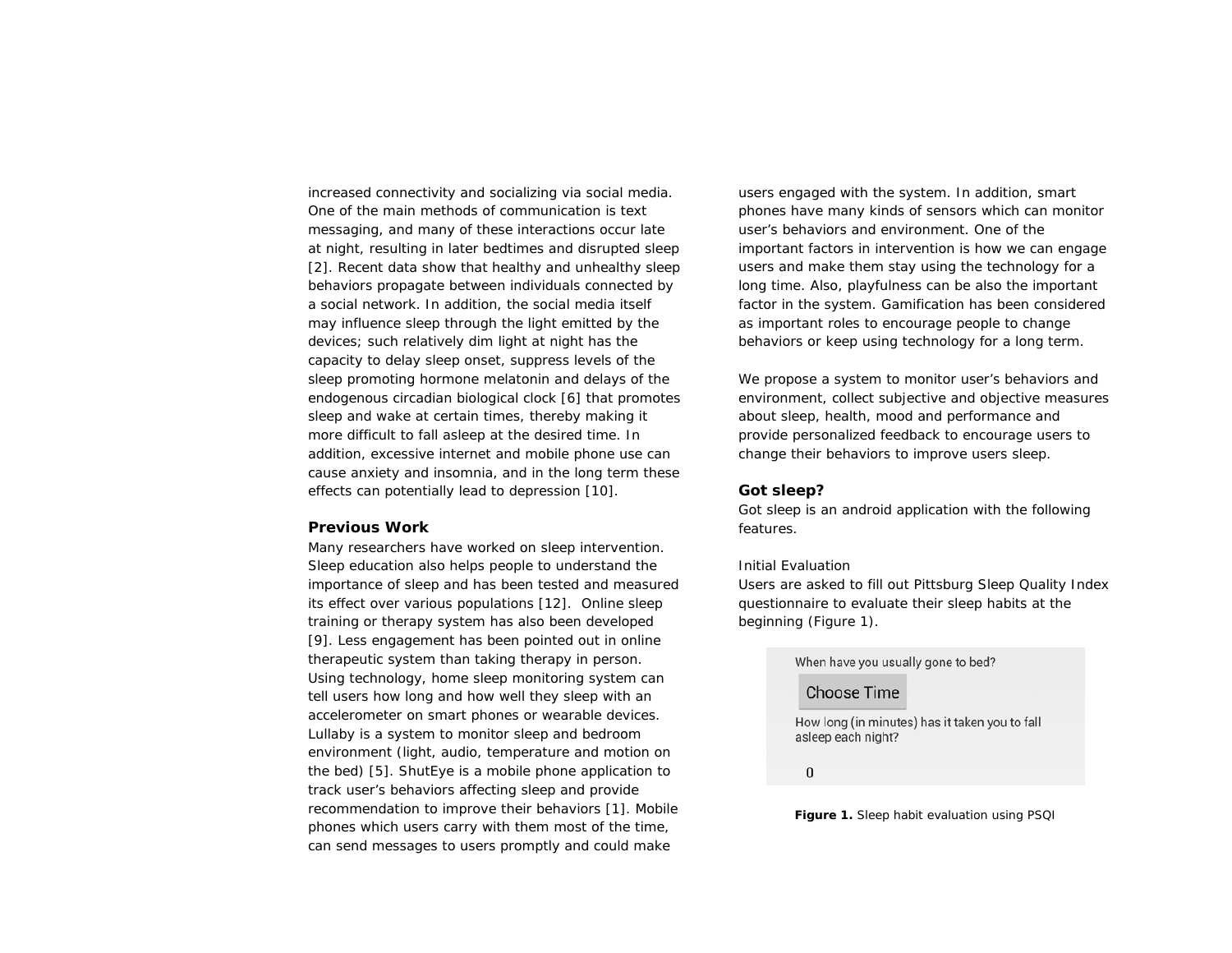increased connectivity and socializing via social media. One of the main methods of communication is text messaging, and many of these interactions occur late at night, resulting in later bedtimes and disrupted sleep [2]. Recent data show that healthy and unhealthy sleep behaviors propagate between individuals connected by a social network. In addition, the social media itself may influence sleep through the light emitted by the devices; such relatively dim light at night has the capacity to delay sleep onset, suppress levels of the sleep promoting hormone melatonin and delays of the endogenous circadian biological clock [6] that promotes sleep and wake at certain times, thereby making it more difficult to fall asleep at the desired time. In addition, excessive internet and mobile phone use can cause anxiety and insomnia, and in the long term these effects can potentially lead to depression [10].

## Previous Work

Many researchers have worked on sleep intervention. Sleep education also helps people to understand the importance of sleep and has been tested and measured its effect over various populations [12]. Online sleep training or therapy system has also been developed [9]. Less engagement has been pointed out in online therapeutic system than taking therapy in person. Using technology, home sleep monitoring system can tell users how long and how well they sleep with an accelerometer on smart phones or wearable devices. Lullaby is a system to monitor sleep and bedroom environment (light, audio, temperature and motion on the bed) [5]. ShutEye is a mobile phone application to track user's behaviors affecting sleep and provide recommendation to improve their behaviors [1]. Mobile phones which users carry with them most of the time, can send messages to users promptly and could make users engaged with the system. In addition, smart phones have many kinds of sensors which can monitor user's behaviors and environment. One of the important factors in intervention is how we can engage users and make them stay using the technology for a long time. Also, playfulness can be also the important factor in the system. Gamification has been considered as important roles to encourage people to change behaviors or keep using technology for a long term.

We propose a system to monitor user's behaviors and environment, collect subjective and objective measures about sleep, health, mood and performance and provide personalized feedback to encourage users to change their behaviors to improve users sleep.

## Got sleep?

Got sleep is an android application with the following features.

Initial Evaluation

Users are asked to fill out Pittsburg Sleep Quality Index questionnaire to evaluate their sleep habits at the beginning (Figure 1).

When have you usually gone to bed?

Choose Time

How long (in minutes) has it taken you to fall asleep each night?

0

**Figure 1.** Sleep habit evaluation using PSQI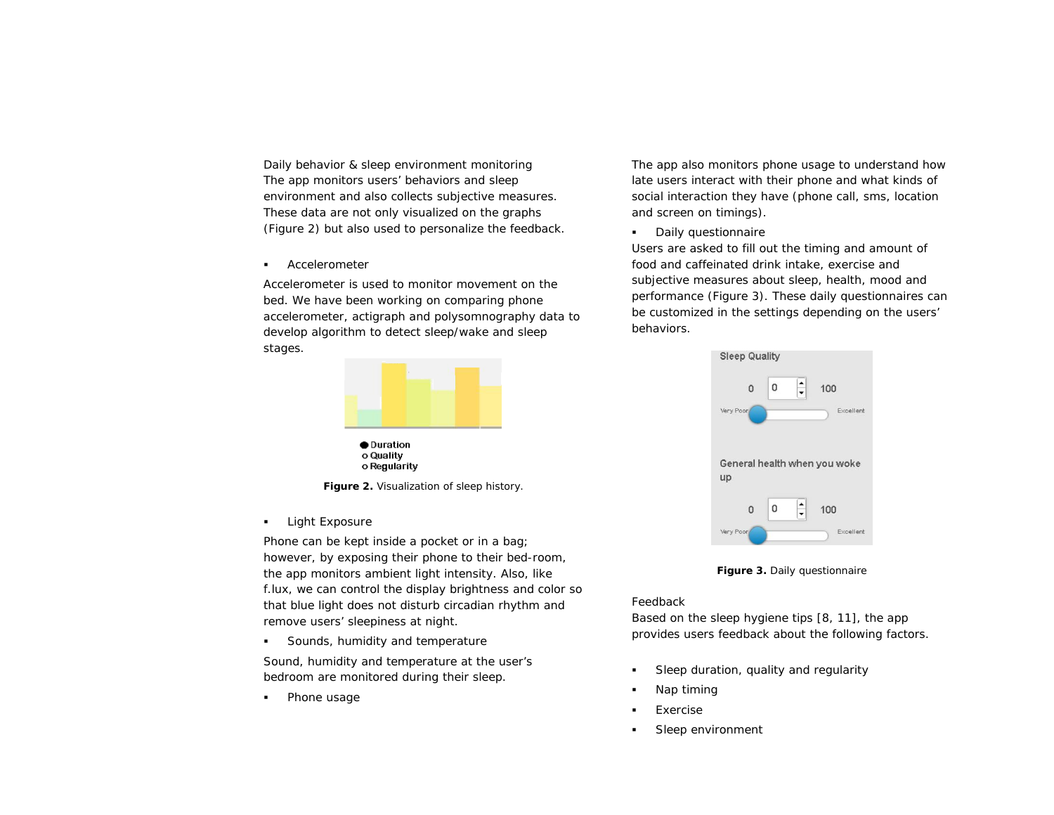### Daily behavior & sleep environment monitoring

The app monitors users' behaviors and sleep environment and also collects subjective measures. These data are not only visualized on the graphs (Figure 2) but also used to personalize the feedback.

- Accelerometer

Accelerometer is used to monitor movement on the bed. We have been working on comparing phone accelerometer, actigraph and polysomnography data to develop algorithm to detect sleep/wake and sleep stages.

**Figure 2.** Visualization of sleep history.

- Light Exposure

Phone can be kept inside a pocket or in a bag; however, by exposing their phone to their bed-room, the app monitors ambient light intensity. Also, like f.lux, we can control the display brightness and color so that blue light does not disturb circadian rhythm and remove users' sleepiness at night.

- Sounds, humidity and temperature

Sound, humidity and temperature at the user's bedroom are monitored during their sleep.

- Phone usage

The app also monitors phone usage to understand how late users interact with their phone and what kinds of social interaction they have (phone call, sms, location and screen on timings).

- Daily questionnaire

Users are asked to fill out the timing and amount of food and caffeinated drink intake, exercise and subjective measures about sleep, health, mood and performance (Figure 3). These daily questionnaires can be customized in the settings depending on the users' behaviors.

**Figure 3.** Daily questionnaire

### Feedback

Based on the sleep hygiene tips [8, 11], the app provides users feedback about the following factors.

- Sleep duration, quality and regularity
- Nap timing
- Exercise
- Sleep environment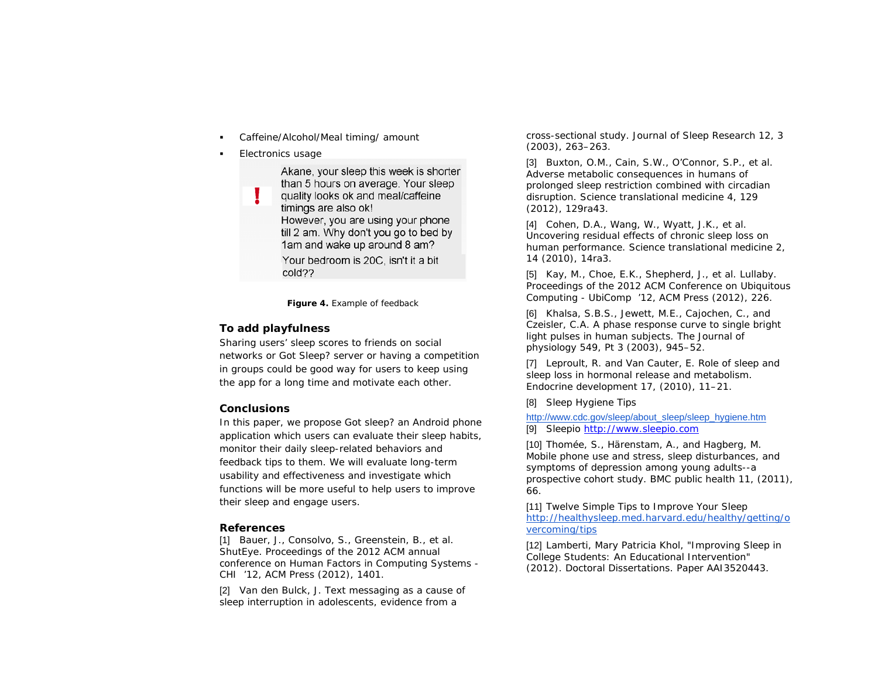- Caffeine/Alcohol/Meal timing/ amount
- Electronics usage

Akane, your sleep this week is shorter than 5 hours on average. Your sleep quality looks ok and meal/caffeine timings are also ok!
However, you are using your phone till 2 am. Why don't you go to bed by 1am and wake up around 8 am?
Your bedroom is 20C, isn't it a bit cold??

**Figure 4.** Example of feedback

### To add playfulness

Sharing users' sleep scores to friends on social networks or Got Sleep? server or having a competition in groups could be good way for users to keep using the app for a long time and motivate each other.

### Conclusions

In this paper, we propose Got sleep? an Android phone application which users can evaluate their sleep habits, monitor their daily sleep-related behaviors and feedback tips to them. We will evaluate long-term usability and effectiveness and investigate which functions will be more useful to help users to improve their sleep and engage users.

### References

[1] Bauer, J., Consolvo, S., Greenstein, B., et al. ShutEye. Proceedings of the 2012 ACM annual conference on Human Factors in Computing Systems - CHI '12, ACM Press (2012), 1401.

[2] Van den Bulck, J. Text messaging as a cause of sleep interruption in adolescents, evidence from a cross-sectional study. Journal of Sleep Research 12, 3 (2003), 263–263.

[3] Buxton, O.M., Cain, S.W., O'Connor, S.P., et al. Adverse metabolic consequences in humans of prolonged sleep restriction combined with circadian disruption. Science translational medicine 4, 129 (2012), 129ra43.

[4] Cohen, D.A., Wang, W., Wyatt, J.K., et al. Uncovering residual effects of chronic sleep loss on human performance. Science translational medicine 2, 14 (2010), 14ra3.

[5] Kay, M., Choe, E.K., Shepherd, J., et al. Lullaby. Proceedings of the 2012 ACM Conference on Ubiquitous Computing - UbiComp '12, ACM Press (2012), 226.

[6] Khalsa, S.B.S., Jewett, M.E., Cajochen, C., and Czeisler, C.A. A phase response curve to single bright light pulses in human subjects. The Journal of physiology 549, Pt 3 (2003), 945–52.

[7] Leproult, R. and Van Cauter, E. Role of sleep and sleep loss in hormonal release and metabolism. Endocrine development 17, (2010), 11–21.

[8] Sleep Hygiene Tips
http://www.cdc.gov/sleep/about_sleep/sleep_hygiene.htm

[9] Sleepio http://www.sleepio.com

[10] Thomée, S., Härenstam, A., and Hagberg, M. Mobile phone use and stress, sleep disturbances, and symptoms of depression among young adults--a prospective cohort study. BMC public health 11, (2011), 66.

[11] Twelve Simple Tips to Improve Your Sleep http://healthysleep.med.harvard.edu/healthy/getting/overcoming/tips

[12] Lamberti, Mary Patricia Khol, "Improving Sleep in College Students: An Educational Intervention" (2012). Doctoral Dissertations. Paper AAI3520443.